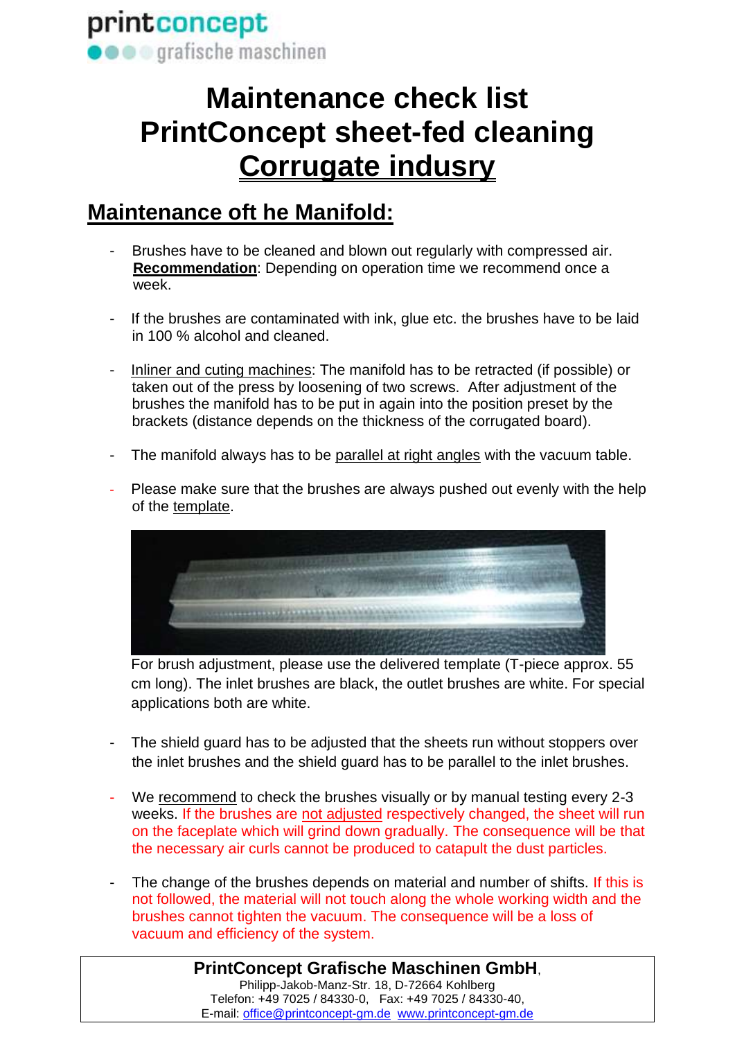printconcept
grafische maschinen

# Maintenance check list PrintConcept sheet-fed cleaning Corrugate indusry

## Maintenance oft he Manifold:

- Brushes have to be cleaned and blown out regularly with compressed air. **Recommendation**: Depending on operation time we recommend once a week.

- If the brushes are contaminated with ink, glue etc. the brushes have to be laid in 100 % alcohol and cleaned.

- Inliner and cuting machines: The manifold has to be retracted (if possible) or taken out of the press by loosening of two screws. After adjustment of the brushes the manifold has to be put in again into the position preset by the brackets (distance depends on the thickness of the corrugated board).

- The manifold always has to be parallel at right angles with the vacuum table.

- Please make sure that the brushes are always pushed out evenly with the help of the template.

For brush adjustment, please use the delivered template (T-piece approx. 55 cm long). The inlet brushes are black, the outlet brushes are white. For special applications both are white.

- The shield guard has to be adjusted that the sheets run without stoppers over the inlet brushes and the shield guard has to be parallel to the inlet brushes.

- We recommend to check the brushes visually or by manual testing every 2-3 weeks. If the brushes are not adjusted respectively changed, the sheet will run on the faceplate which will grind down gradually. The consequence will be that the necessary air curls cannot be produced to catapult the dust particles.

- The change of the brushes depends on material and number of shifts. If this is not followed, the material will not touch along the whole working width and the brushes cannot tighten the vacuum. The consequence will be a loss of vacuum and efficiency of the system.

**PrintConcept Grafische Maschinen GmbH**,
Philipp-Jakob-Manz-Str. 18, D-72664 Kohlberg
Telefon: +49 7025 / 84330-0, Fax: +49 7025 / 84330-40,
E-mail: office@printconcept-gm.de www.printconcept-gm.de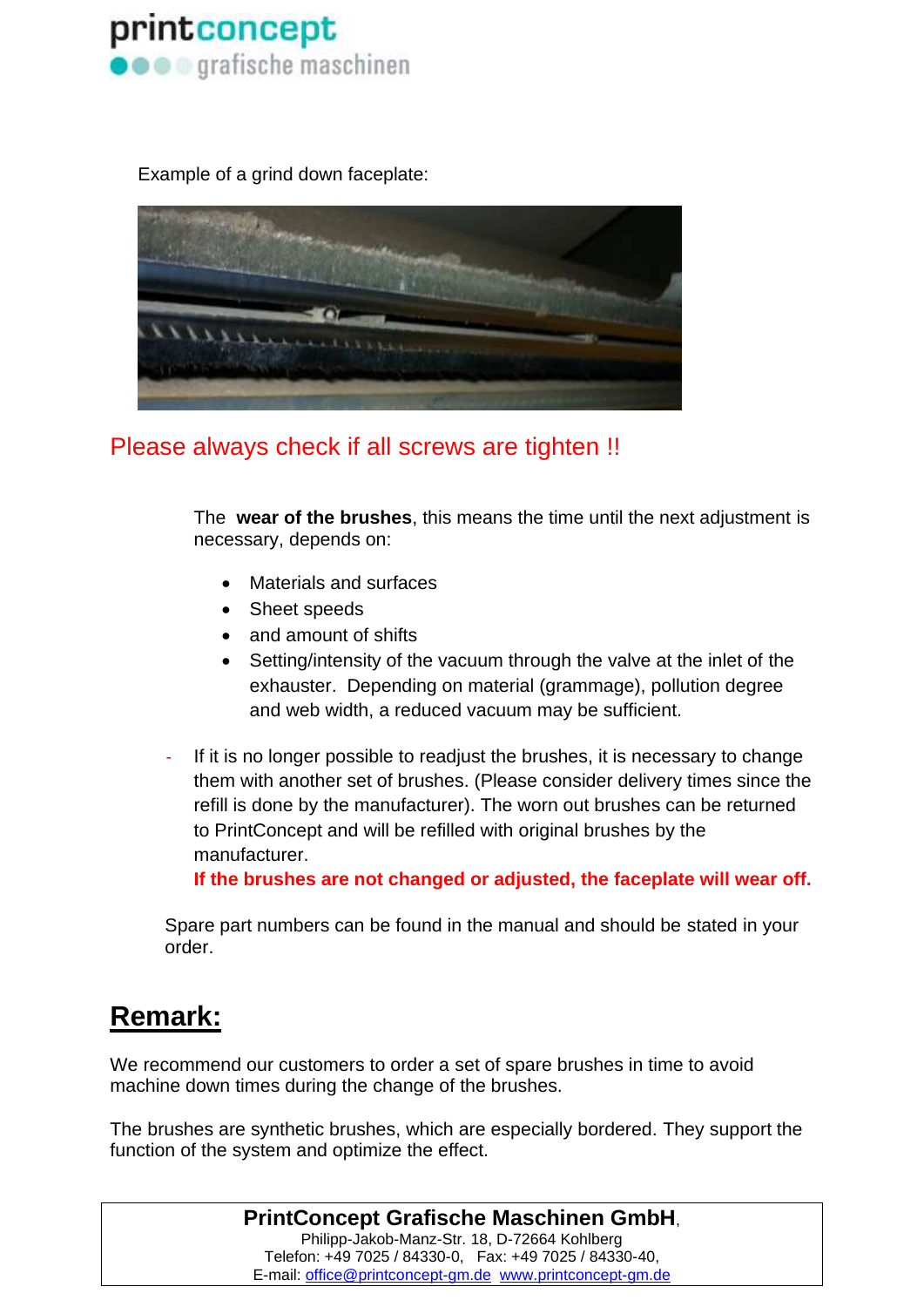Example of a grind down faceplate:

Please always check if all screws are tighten !!

The **wear of the brushes**, this means the time until the next adjustment is necessary, depends on:

- Materials and surfaces
- Sheet speeds
- and amount of shifts
- Setting/intensity of the vacuum through the valve at the inlet of the exhauster. Depending on material (grammage), pollution degree and web width, a reduced vacuum may be sufficient.

- If it is no longer possible to readjust the brushes, it is necessary to change them with another set of brushes. (Please consider delivery times since the refill is done by the manufacturer). The worn out brushes can be returned to PrintConcept and will be refilled with original brushes by the manufacturer.
  **If the brushes are not changed or adjusted, the faceplate will wear off.**

Spare part numbers can be found in the manual and should be stated in your order.

## Remark:

We recommend our customers to order a set of spare brushes in time to avoid machine down times during the change of the brushes.

The brushes are synthetic brushes, which are especially bordered. They support the function of the system and optimize the effect.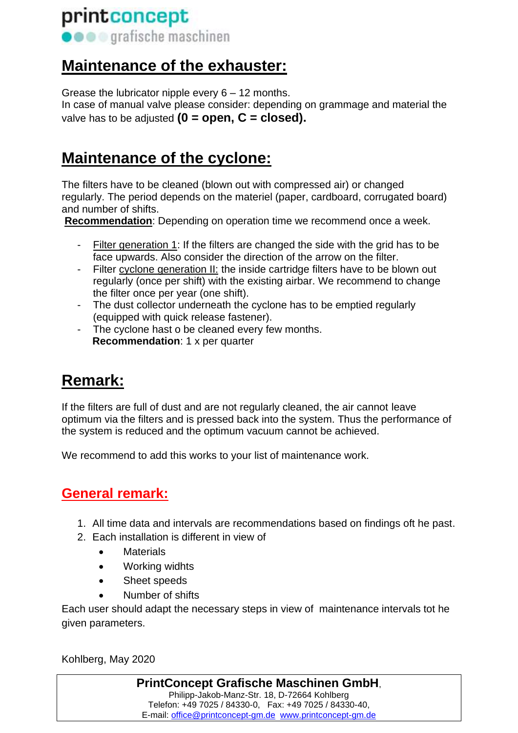printconcept
grafische maschinen

# Maintenance of the exhauster:

Grease the lubricator nipple every 6 – 12 months.
In case of manual valve please consider: depending on grammage and material the valve has to be adjusted **(0 = open, C = closed).**

# Maintenance of the cyclone:

The filters have to be cleaned (blown out with compressed air) or changed regularly. The period depends on the materiel (paper, cardboard, corrugated board) and number of shifts.
**Recommendation**: Depending on operation time we recommend once a week.

- Filter generation 1: If the filters are changed the side with the grid has to be face upwards. Also consider the direction of the arrow on the filter.
- Filter cyclone generation II: the inside cartridge filters have to be blown out regularly (once per shift) with the existing airbar. We recommend to change the filter once per year (one shift).
- The dust collector underneath the cyclone has to be emptied regularly (equipped with quick release fastener).
- The cyclone hast o be cleaned every few months.
  **Recommendation**: 1 x per quarter

# Remark:

If the filters are full of dust and are not regularly cleaned, the air cannot leave optimum via the filters and is pressed back into the system. Thus the performance of the system is reduced and the optimum vacuum cannot be achieved.

We recommend to add this works to your list of maintenance work.

## General remark:

1. All time data and intervals are recommendations based on findings oft he past.
2. Each installation is different in view of
   - Materials
   - Working widhts
   - Sheet speeds
   - Number of shifts

Each user should adapt the necessary steps in view of maintenance intervals tot he given parameters.

Kohlberg, May 2020

**PrintConcept Grafische Maschinen GmbH**,
Philipp-Jakob-Manz-Str. 18, D-72664 Kohlberg
Telefon: +49 7025 / 84330-0, Fax: +49 7025 / 84330-40,
E-mail: office@printconcept-gm.de www.printconcept-gm.de